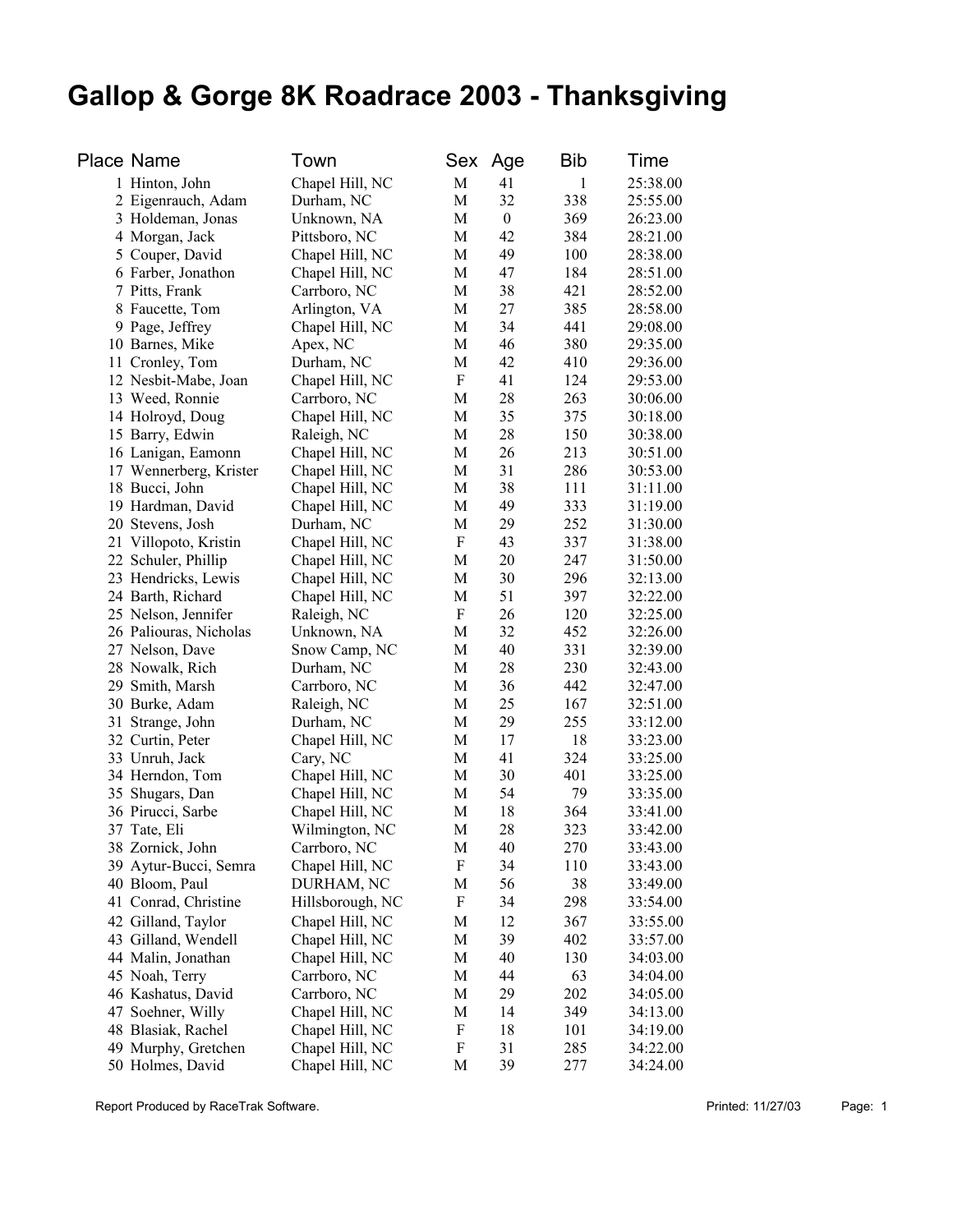# Gallop & Gorge 8K Roadrace 2003 - Thanksgiving

| Place | Name | Town | Sex | Age | Bib | Time |
|---|---|---|---|---|---|---|
| 1 | Hinton, John | Chapel Hill, NC | M | 41 | 1 | 25:38.00 |
| 2 | Eigenrauch, Adam | Durham, NC | M | 32 | 338 | 25:55.00 |
| 3 | Holdeman, Jonas | Unknown, NA | M | 0 | 369 | 26:23.00 |
| 4 | Morgan, Jack | Pittsboro, NC | M | 42 | 384 | 28:21.00 |
| 5 | Couper, David | Chapel Hill, NC | M | 49 | 100 | 28:38.00 |
| 6 | Farber, Jonathon | Chapel Hill, NC | M | 47 | 184 | 28:51.00 |
| 7 | Pitts, Frank | Carrboro, NC | M | 38 | 421 | 28:52.00 |
| 8 | Faucette, Tom | Arlington, VA | M | 27 | 385 | 28:58.00 |
| 9 | Page, Jeffrey | Chapel Hill, NC | M | 34 | 441 | 29:08.00 |
| 10 | Barnes, Mike | Apex, NC | M | 46 | 380 | 29:35.00 |
| 11 | Cronley, Tom | Durham, NC | M | 42 | 410 | 29:36.00 |
| 12 | Nesbit-Mabe, Joan | Chapel Hill, NC | F | 41 | 124 | 29:53.00 |
| 13 | Weed, Ronnie | Carrboro, NC | M | 28 | 263 | 30:06.00 |
| 14 | Holroyd, Doug | Chapel Hill, NC | M | 35 | 375 | 30:18.00 |
| 15 | Barry, Edwin | Raleigh, NC | M | 28 | 150 | 30:38.00 |
| 16 | Lanigan, Eamonn | Chapel Hill, NC | M | 26 | 213 | 30:51.00 |
| 17 | Wennerberg, Krister | Chapel Hill, NC | M | 31 | 286 | 30:53.00 |
| 18 | Bucci, John | Chapel Hill, NC | M | 38 | 111 | 31:11.00 |
| 19 | Hardman, David | Chapel Hill, NC | M | 49 | 333 | 31:19.00 |
| 20 | Stevens, Josh | Durham, NC | M | 29 | 252 | 31:30.00 |
| 21 | Villopoto, Kristin | Chapel Hill, NC | F | 43 | 337 | 31:38.00 |
| 22 | Schuler, Phillip | Chapel Hill, NC | M | 20 | 247 | 31:50.00 |
| 23 | Hendricks, Lewis | Chapel Hill, NC | M | 30 | 296 | 32:13.00 |
| 24 | Barth, Richard | Chapel Hill, NC | M | 51 | 397 | 32:22.00 |
| 25 | Nelson, Jennifer | Raleigh, NC | F | 26 | 120 | 32:25.00 |
| 26 | Paliouras, Nicholas | Unknown, NA | M | 32 | 452 | 32:26.00 |
| 27 | Nelson, Dave | Snow Camp, NC | M | 40 | 331 | 32:39.00 |
| 28 | Nowalk, Rich | Durham, NC | M | 28 | 230 | 32:43.00 |
| 29 | Smith, Marsh | Carrboro, NC | M | 36 | 442 | 32:47.00 |
| 30 | Burke, Adam | Raleigh, NC | M | 25 | 167 | 32:51.00 |
| 31 | Strange, John | Durham, NC | M | 29 | 255 | 33:12.00 |
| 32 | Curtin, Peter | Chapel Hill, NC | M | 17 | 18 | 33:23.00 |
| 33 | Unruh, Jack | Cary, NC | M | 41 | 324 | 33:25.00 |
| 34 | Herndon, Tom | Chapel Hill, NC | M | 30 | 401 | 33:25.00 |
| 35 | Shugars, Dan | Chapel Hill, NC | M | 54 | 79 | 33:35.00 |
| 36 | Pirucci, Sarbe | Chapel Hill, NC | M | 18 | 364 | 33:41.00 |
| 37 | Tate, Eli | Wilmington, NC | M | 28 | 323 | 33:42.00 |
| 38 | Zornick, John | Carrboro, NC | M | 40 | 270 | 33:43.00 |
| 39 | Aytur-Bucci, Semra | Chapel Hill, NC | F | 34 | 110 | 33:43.00 |
| 40 | Bloom, Paul | DURHAM, NC | M | 56 | 38 | 33:49.00 |
| 41 | Conrad, Christine | Hillsborough, NC | F | 34 | 298 | 33:54.00 |
| 42 | Gilland, Taylor | Chapel Hill, NC | M | 12 | 367 | 33:55.00 |
| 43 | Gilland, Wendell | Chapel Hill, NC | M | 39 | 402 | 33:57.00 |
| 44 | Malin, Jonathan | Chapel Hill, NC | M | 40 | 130 | 34:03.00 |
| 45 | Noah, Terry | Carrboro, NC | M | 44 | 63 | 34:04.00 |
| 46 | Kashatus, David | Carrboro, NC | M | 29 | 202 | 34:05.00 |
| 47 | Soehner, Willy | Chapel Hill, NC | M | 14 | 349 | 34:13.00 |
| 48 | Blasiak, Rachel | Chapel Hill, NC | F | 18 | 101 | 34:19.00 |
| 49 | Murphy, Gretchen | Chapel Hill, NC | F | 31 | 285 | 34:22.00 |
| 50 | Holmes, David | Chapel Hill, NC | M | 39 | 277 | 34:24.00 |

Report Produced by RaceTrak Software. Printed: 11/27/03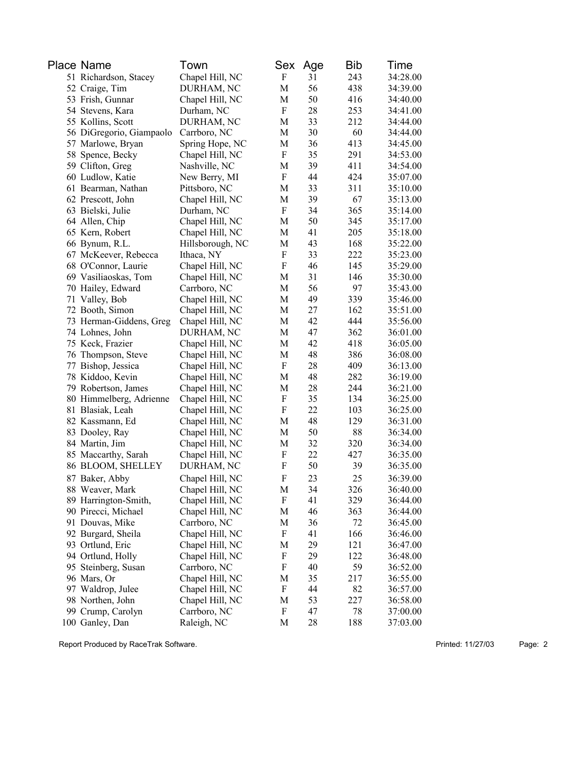| Place | Name | Town | Sex | Age | Bib | Time |
|---|---|---|---|---|---|---|
| 51 | Richardson, Stacey | Chapel Hill, NC | F | 31 | 243 | 34:28.00 |
| 52 | Craige, Tim | DURHAM, NC | M | 56 | 438 | 34:39.00 |
| 53 | Frish, Gunnar | Chapel Hill, NC | M | 50 | 416 | 34:40.00 |
| 54 | Stevens, Kara | Durham, NC | F | 28 | 253 | 34:41.00 |
| 55 | Kollins, Scott | DURHAM, NC | M | 33 | 212 | 34:44.00 |
| 56 | DiGregorio, Giampaolo | Carrboro, NC | M | 30 | 60 | 34:44.00 |
| 57 | Marlowe, Bryan | Spring Hope, NC | M | 36 | 413 | 34:45.00 |
| 58 | Spence, Becky | Chapel Hill, NC | F | 35 | 291 | 34:53.00 |
| 59 | Clifton, Greg | Nashville, NC | M | 39 | 411 | 34:54.00 |
| 60 | Ludlow, Katie | New Berry, MI | F | 44 | 424 | 35:07.00 |
| 61 | Bearman, Nathan | Pittsboro, NC | M | 33 | 311 | 35:10.00 |
| 62 | Prescott, John | Chapel Hill, NC | M | 39 | 67 | 35:13.00 |
| 63 | Bielski, Julie | Durham, NC | F | 34 | 365 | 35:14.00 |
| 64 | Allen, Chip | Chapel Hill, NC | M | 50 | 345 | 35:17.00 |
| 65 | Kern, Robert | Chapel Hill, NC | M | 41 | 205 | 35:18.00 |
| 66 | Bynum, R.L. | Hillsborough, NC | M | 43 | 168 | 35:22.00 |
| 67 | McKeever, Rebecca | Ithaca, NY | F | 33 | 222 | 35:23.00 |
| 68 | O'Connor, Laurie | Chapel Hill, NC | F | 46 | 145 | 35:29.00 |
| 69 | Vasiliaoskas, Tom | Chapel Hill, NC | M | 31 | 146 | 35:30.00 |
| 70 | Hailey, Edward | Carrboro, NC | M | 56 | 97 | 35:43.00 |
| 71 | Valley, Bob | Chapel Hill, NC | M | 49 | 339 | 35:46.00 |
| 72 | Booth, Simon | Chapel Hill, NC | M | 27 | 162 | 35:51.00 |
| 73 | Herman-Giddens, Greg | Chapel Hill, NC | M | 42 | 444 | 35:56.00 |
| 74 | Lohnes, John | DURHAM, NC | M | 47 | 362 | 36:01.00 |
| 75 | Keck, Frazier | Chapel Hill, NC | M | 42 | 418 | 36:05.00 |
| 76 | Thompson, Steve | Chapel Hill, NC | M | 48 | 386 | 36:08.00 |
| 77 | Bishop, Jessica | Chapel Hill, NC | F | 28 | 409 | 36:13.00 |
| 78 | Kiddoo, Kevin | Chapel Hill, NC | M | 48 | 282 | 36:19.00 |
| 79 | Robertson, James | Chapel Hill, NC | M | 28 | 244 | 36:21.00 |
| 80 | Himmelberg, Adrienne | Chapel Hill, NC | F | 35 | 134 | 36:25.00 |
| 81 | Blasiak, Leah | Chapel Hill, NC | F | 22 | 103 | 36:25.00 |
| 82 | Kassmann, Ed | Chapel Hill, NC | M | 48 | 129 | 36:31.00 |
| 83 | Dooley, Ray | Chapel Hill, NC | M | 50 | 88 | 36:34.00 |
| 84 | Martin, Jim | Chapel Hill, NC | M | 32 | 320 | 36:34.00 |
| 85 | Maccarthy, Sarah | Chapel Hill, NC | F | 22 | 427 | 36:35.00 |
| 86 | BLOOM, SHELLEY | DURHAM, NC | F | 50 | 39 | 36:35.00 |
| 87 | Baker, Abby | Chapel Hill, NC | F | 23 | 25 | 36:39.00 |
| 88 | Weaver, Mark | Chapel Hill, NC | M | 34 | 326 | 36:40.00 |
| 89 | Harrington-Smith, | Chapel Hill, NC | F | 41 | 329 | 36:44.00 |
| 90 | Pirecci, Michael | Chapel Hill, NC | M | 46 | 363 | 36:44.00 |
| 91 | Douvas, Mike | Carrboro, NC | M | 36 | 72 | 36:45.00 |
| 92 | Burgard, Sheila | Chapel Hill, NC | F | 41 | 166 | 36:46.00 |
| 93 | Ortlund, Eric | Chapel Hill, NC | M | 29 | 121 | 36:47.00 |
| 94 | Ortlund, Holly | Chapel Hill, NC | F | 29 | 122 | 36:48.00 |
| 95 | Steinberg, Susan | Carrboro, NC | F | 40 | 59 | 36:52.00 |
| 96 | Mars, Or | Chapel Hill, NC | M | 35 | 217 | 36:55.00 |
| 97 | Waldrop, Julee | Chapel Hill, NC | F | 44 | 82 | 36:57.00 |
| 98 | Northen, John | Chapel Hill, NC | M | 53 | 227 | 36:58.00 |
| 99 | Crump, Carolyn | Carrboro, NC | F | 47 | 78 | 37:00.00 |
| 100 | Ganley, Dan | Raleigh, NC | M | 28 | 188 | 37:03.00 |

Report Produced by RaceTrak Software. Printed: 11/27/03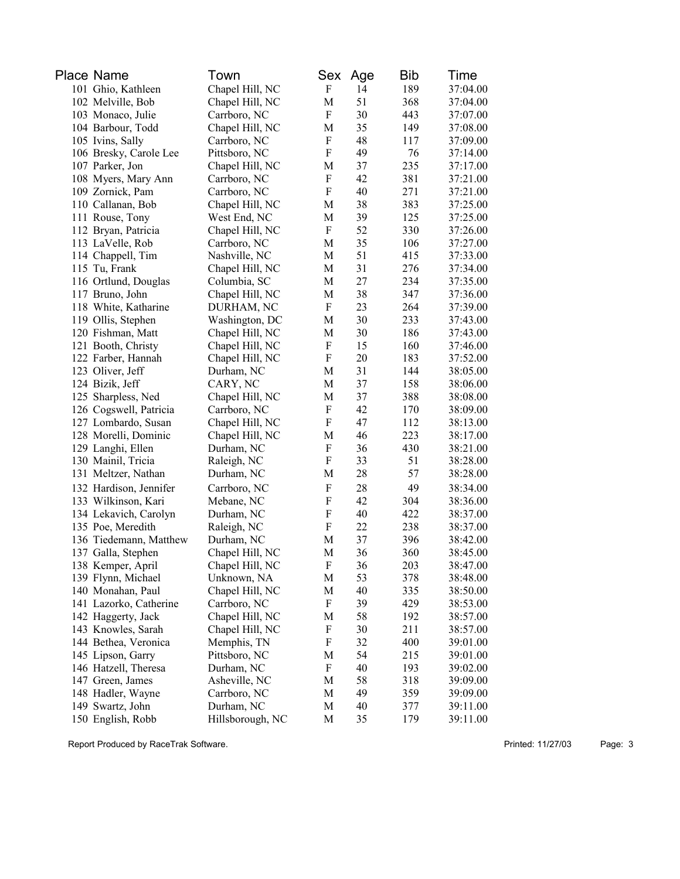| Place | Name | Town | Sex | Age | Bib | Time |
|---|---|---|---|---|---|---|
| 101 | Ghio, Kathleen | Chapel Hill, NC | F | 14 | 189 | 37:04.00 |
| 102 | Melville, Bob | Chapel Hill, NC | M | 51 | 368 | 37:04.00 |
| 103 | Monaco, Julie | Carrboro, NC | F | 30 | 443 | 37:07.00 |
| 104 | Barbour, Todd | Chapel Hill, NC | M | 35 | 149 | 37:08.00 |
| 105 | Ivins, Sally | Carrboro, NC | F | 48 | 117 | 37:09.00 |
| 106 | Bresky, Carole Lee | Pittsboro, NC | F | 49 | 76 | 37:14.00 |
| 107 | Parker, Jon | Chapel Hill, NC | M | 37 | 235 | 37:17.00 |
| 108 | Myers, Mary Ann | Carrboro, NC | F | 42 | 381 | 37:21.00 |
| 109 | Zornick, Pam | Carrboro, NC | F | 40 | 271 | 37:21.00 |
| 110 | Callanan, Bob | Chapel Hill, NC | M | 38 | 383 | 37:25.00 |
| 111 | Rouse, Tony | West End, NC | M | 39 | 125 | 37:25.00 |
| 112 | Bryan, Patricia | Chapel Hill, NC | F | 52 | 330 | 37:26.00 |
| 113 | LaVelle, Rob | Carrboro, NC | M | 35 | 106 | 37:27.00 |
| 114 | Chappell, Tim | Nashville, NC | M | 51 | 415 | 37:33.00 |
| 115 | Tu, Frank | Chapel Hill, NC | M | 31 | 276 | 37:34.00 |
| 116 | Ortlund, Douglas | Columbia, SC | M | 27 | 234 | 37:35.00 |
| 117 | Bruno, John | Chapel Hill, NC | M | 38 | 347 | 37:36.00 |
| 118 | White, Katharine | DURHAM, NC | F | 23 | 264 | 37:39.00 |
| 119 | Ollis, Stephen | Washington, DC | M | 30 | 233 | 37:43.00 |
| 120 | Fishman, Matt | Chapel Hill, NC | M | 30 | 186 | 37:43.00 |
| 121 | Booth, Christy | Chapel Hill, NC | F | 15 | 160 | 37:46.00 |
| 122 | Farber, Hannah | Chapel Hill, NC | F | 20 | 183 | 37:52.00 |
| 123 | Oliver, Jeff | Durham, NC | M | 31 | 144 | 38:05.00 |
| 124 | Bizik, Jeff | CARY, NC | M | 37 | 158 | 38:06.00 |
| 125 | Sharpless, Ned | Chapel Hill, NC | M | 37 | 388 | 38:08.00 |
| 126 | Cogswell, Patricia | Carrboro, NC | F | 42 | 170 | 38:09.00 |
| 127 | Lombardo, Susan | Chapel Hill, NC | F | 47 | 112 | 38:13.00 |
| 128 | Morelli, Dominic | Chapel Hill, NC | M | 46 | 223 | 38:17.00 |
| 129 | Langhi, Ellen | Durham, NC | F | 36 | 430 | 38:21.00 |
| 130 | Mainil, Tricia | Raleigh, NC | F | 33 | 51 | 38:28.00 |
| 131 | Meltzer, Nathan | Durham, NC | M | 28 | 57 | 38:28.00 |
| 132 | Hardison, Jennifer | Carrboro, NC | F | 28 | 49 | 38:34.00 |
| 133 | Wilkinson, Kari | Mebane, NC | F | 42 | 304 | 38:36.00 |
| 134 | Lekavich, Carolyn | Durham, NC | F | 40 | 422 | 38:37.00 |
| 135 | Poe, Meredith | Raleigh, NC | F | 22 | 238 | 38:37.00 |
| 136 | Tiedemann, Matthew | Durham, NC | M | 37 | 396 | 38:42.00 |
| 137 | Galla, Stephen | Chapel Hill, NC | M | 36 | 360 | 38:45.00 |
| 138 | Kemper, April | Chapel Hill, NC | F | 36 | 203 | 38:47.00 |
| 139 | Flynn, Michael | Unknown, NA | M | 53 | 378 | 38:48.00 |
| 140 | Monahan, Paul | Chapel Hill, NC | M | 40 | 335 | 38:50.00 |
| 141 | Lazorko, Catherine | Carrboro, NC | F | 39 | 429 | 38:53.00 |
| 142 | Haggerty, Jack | Chapel Hill, NC | M | 58 | 192 | 38:57.00 |
| 143 | Knowles, Sarah | Chapel Hill, NC | F | 30 | 211 | 38:57.00 |
| 144 | Bethea, Veronica | Memphis, TN | F | 32 | 400 | 39:01.00 |
| 145 | Lipson, Garry | Pittsboro, NC | M | 54 | 215 | 39:01.00 |
| 146 | Hatzell, Theresa | Durham, NC | F | 40 | 193 | 39:02.00 |
| 147 | Green, James | Asheville, NC | M | 58 | 318 | 39:09.00 |
| 148 | Hadler, Wayne | Carrboro, NC | M | 49 | 359 | 39:09.00 |
| 149 | Swartz, John | Durham, NC | M | 40 | 377 | 39:11.00 |
| 150 | English, Robb | Hillsborough, NC | M | 35 | 179 | 39:11.00 |

Report Produced by RaceTrak Software. Printed: 11/27/03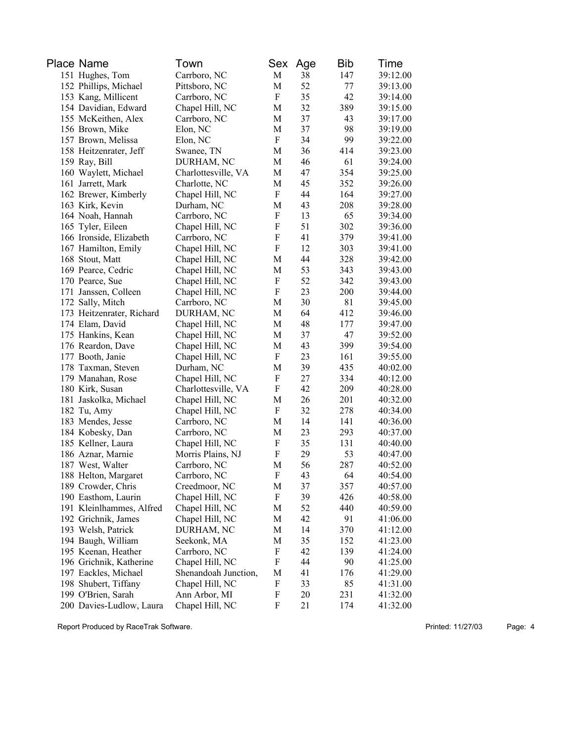| Place | Name | Town | Sex | Age | Bib | Time |
|---|---|---|---|---|---|---|
| 151 | Hughes, Tom | Carrboro, NC | M | 38 | 147 | 39:12.00 |
| 152 | Phillips, Michael | Pittsboro, NC | M | 52 | 77 | 39:13.00 |
| 153 | Kang, Millicent | Carrboro, NC | F | 35 | 42 | 39:14.00 |
| 154 | Davidian, Edward | Chapel Hill, NC | M | 32 | 389 | 39:15.00 |
| 155 | McKeithen, Alex | Carrboro, NC | M | 37 | 43 | 39:17.00 |
| 156 | Brown, Mike | Elon, NC | M | 37 | 98 | 39:19.00 |
| 157 | Brown, Melissa | Elon, NC | F | 34 | 99 | 39:22.00 |
| 158 | Heitzenrater, Jeff | Swanee, TN | M | 36 | 414 | 39:23.00 |
| 159 | Ray, Bill | DURHAM, NC | M | 46 | 61 | 39:24.00 |
| 160 | Waylett, Michael | Charlottesville, VA | M | 47 | 354 | 39:25.00 |
| 161 | Jarrett, Mark | Charlotte, NC | M | 45 | 352 | 39:26.00 |
| 162 | Brewer, Kimberly | Chapel Hill, NC | F | 44 | 164 | 39:27.00 |
| 163 | Kirk, Kevin | Durham, NC | M | 43 | 208 | 39:28.00 |
| 164 | Noah, Hannah | Carrboro, NC | F | 13 | 65 | 39:34.00 |
| 165 | Tyler, Eileen | Chapel Hill, NC | F | 51 | 302 | 39:36.00 |
| 166 | Ironside, Elizabeth | Carrboro, NC | F | 41 | 379 | 39:41.00 |
| 167 | Hamilton, Emily | Chapel Hill, NC | F | 12 | 303 | 39:41.00 |
| 168 | Stout, Matt | Chapel Hill, NC | M | 44 | 328 | 39:42.00 |
| 169 | Pearce, Cedric | Chapel Hill, NC | M | 53 | 343 | 39:43.00 |
| 170 | Pearce, Sue | Chapel Hill, NC | F | 52 | 342 | 39:43.00 |
| 171 | Janssen, Colleen | Chapel Hill, NC | F | 23 | 200 | 39:44.00 |
| 172 | Sally, Mitch | Carrboro, NC | M | 30 | 81 | 39:45.00 |
| 173 | Heitzenrater, Richard | DURHAM, NC | M | 64 | 412 | 39:46.00 |
| 174 | Elam, David | Chapel Hill, NC | M | 48 | 177 | 39:47.00 |
| 175 | Hankins, Kean | Chapel Hill, NC | M | 37 | 47 | 39:52.00 |
| 176 | Reardon, Dave | Chapel Hill, NC | M | 43 | 399 | 39:54.00 |
| 177 | Booth, Janie | Chapel Hill, NC | F | 23 | 161 | 39:55.00 |
| 178 | Taxman, Steven | Durham, NC | M | 39 | 435 | 40:02.00 |
| 179 | Manahan, Rose | Chapel Hill, NC | F | 27 | 334 | 40:12.00 |
| 180 | Kirk, Susan | Charlottesville, VA | F | 42 | 209 | 40:28.00 |
| 181 | Jaskolka, Michael | Chapel Hill, NC | M | 26 | 201 | 40:32.00 |
| 182 | Tu, Amy | Chapel Hill, NC | F | 32 | 278 | 40:34.00 |
| 183 | Mendes, Jesse | Carrboro, NC | M | 14 | 141 | 40:36.00 |
| 184 | Kobesky, Dan | Carrboro, NC | M | 23 | 293 | 40:37.00 |
| 185 | Kellner, Laura | Chapel Hill, NC | F | 35 | 131 | 40:40.00 |
| 186 | Aznar, Marnie | Morris Plains, NJ | F | 29 | 53 | 40:47.00 |
| 187 | West, Walter | Carrboro, NC | M | 56 | 287 | 40:52.00 |
| 188 | Helton, Margaret | Carrboro, NC | F | 43 | 64 | 40:54.00 |
| 189 | Crowder, Chris | Creedmoor, NC | M | 37 | 357 | 40:57.00 |
| 190 | Easthom, Laurin | Chapel Hill, NC | F | 39 | 426 | 40:58.00 |
| 191 | Kleinlhammes, Alfred | Chapel Hill, NC | M | 52 | 440 | 40:59.00 |
| 192 | Grichnik, James | Chapel Hill, NC | M | 42 | 91 | 41:06.00 |
| 193 | Welsh, Patrick | DURHAM, NC | M | 14 | 370 | 41:12.00 |
| 194 | Baugh, William | Seekonk, MA | M | 35 | 152 | 41:23.00 |
| 195 | Keenan, Heather | Carrboro, NC | F | 42 | 139 | 41:24.00 |
| 196 | Grichnik, Katherine | Chapel Hill, NC | F | 44 | 90 | 41:25.00 |
| 197 | Eackles, Michael | Shenandoah Junction, | M | 41 | 176 | 41:29.00 |
| 198 | Shubert, Tiffany | Chapel Hill, NC | F | 33 | 85 | 41:31.00 |
| 199 | O'Brien, Sarah | Ann Arbor, MI | F | 20 | 231 | 41:32.00 |
| 200 | Davies-Ludlow, Laura | Chapel Hill, NC | F | 21 | 174 | 41:32.00 |

Report Produced by RaceTrak Software. Printed: 11/27/03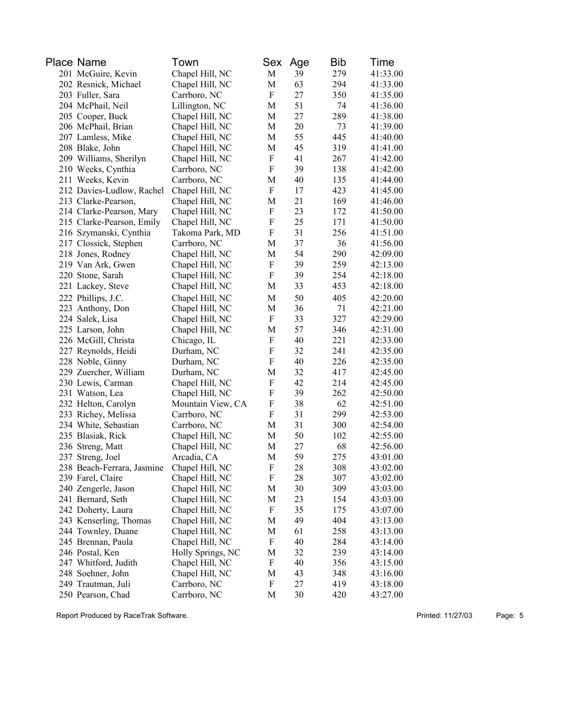| Place | Name | Town | Sex | Age | Bib | Time |
|---|---|---|---|---|---|---|
| 201 | McGuire, Kevin | Chapel Hill, NC | M | 39 | 279 | 41:33.00 |
| 202 | Resnick, Michael | Chapel Hill, NC | M | 63 | 294 | 41:33.00 |
| 203 | Fuller, Sara | Carrboro, NC | F | 27 | 350 | 41:35.00 |
| 204 | McPhail, Neil | Lillington, NC | M | 51 | 74 | 41:36.00 |
| 205 | Cooper, Buck | Chapel Hill, NC | M | 27 | 289 | 41:38.00 |
| 206 | McPhail, Brian | Chapel Hill, NC | M | 20 | 73 | 41:39.00 |
| 207 | Lamless, Mike | Chapel Hill, NC | M | 55 | 445 | 41:40.00 |
| 208 | Blake, John | Chapel Hill, NC | M | 45 | 319 | 41:41.00 |
| 209 | Williams, Sherilyn | Chapel Hill, NC | F | 41 | 267 | 41:42.00 |
| 210 | Weeks, Cynthia | Carrboro, NC | F | 39 | 138 | 41:42.00 |
| 211 | Weeks, Kevin | Carrboro, NC | M | 40 | 135 | 41:44.00 |
| 212 | Davies-Ludlow, Rachel | Chapel Hill, NC | F | 17 | 423 | 41:45.00 |
| 213 | Clarke-Pearson, | Chapel Hill, NC | M | 21 | 169 | 41:46.00 |
| 214 | Clarke-Pearson, Mary | Chapel Hill, NC | F | 23 | 172 | 41:50.00 |
| 215 | Clarke-Pearson, Emily | Chapel Hill, NC | F | 25 | 171 | 41:50.00 |
| 216 | Szymanski, Cynthia | Takoma Park, MD | F | 31 | 256 | 41:51.00 |
| 217 | Clossick, Stephen | Carrboro, NC | M | 37 | 36 | 41:56.00 |
| 218 | Jones, Rodney | Chapel Hill, NC | M | 54 | 290 | 42:09.00 |
| 219 | Van Ark, Gwen | Chapel Hill, NC | F | 39 | 259 | 42:13.00 |
| 220 | Stone, Sarah | Chapel Hill, NC | F | 39 | 254 | 42:18.00 |
| 221 | Lackey, Steve | Chapel Hill, NC | M | 33 | 453 | 42:18.00 |
| 222 | Phillips, J.C. | Chapel Hill, NC | M | 50 | 405 | 42:20.00 |
| 223 | Anthony, Don | Chapel Hill, NC | M | 36 | 71 | 42:21.00 |
| 224 | Salek, Lisa | Chapel Hill, NC | F | 33 | 327 | 42:29.00 |
| 225 | Larson, John | Chapel Hill, NC | M | 57 | 346 | 42:31.00 |
| 226 | McGill, Christa | Chicago, IL | F | 40 | 221 | 42:33.00 |
| 227 | Reynolds, Heidi | Durham, NC | F | 32 | 241 | 42:35.00 |
| 228 | Noble, Ginny | Durham, NC | F | 40 | 226 | 42:35.00 |
| 229 | Zuercher, William | Durham, NC | M | 32 | 417 | 42:45.00 |
| 230 | Lewis, Carman | Chapel Hill, NC | F | 42 | 214 | 42:45.00 |
| 231 | Watson, Lea | Chapel Hill, NC | F | 39 | 262 | 42:50.00 |
| 232 | Helton, Carolyn | Mountain View, CA | F | 38 | 62 | 42:51.00 |
| 233 | Richey, Melissa | Carrboro, NC | F | 31 | 299 | 42:53.00 |
| 234 | White, Sebastian | Carrboro, NC | M | 31 | 300 | 42:54.00 |
| 235 | Blasiak, Rick | Chapel Hill, NC | M | 50 | 102 | 42:55.00 |
| 236 | Streng, Matt | Chapel Hill, NC | M | 27 | 68 | 42:56.00 |
| 237 | Streng, Joel | Arcadia, CA | M | 59 | 275 | 43:01.00 |
| 238 | Beach-Ferrara, Jasmine | Chapel Hill, NC | F | 28 | 308 | 43:02.00 |
| 239 | Farel, Claire | Chapel Hill, NC | F | 28 | 307 | 43:02.00 |
| 240 | Zengerle, Jason | Chapel Hill, NC | M | 30 | 309 | 43:03.00 |
| 241 | Bernard, Seth | Chapel Hill, NC | M | 23 | 154 | 43:03.00 |
| 242 | Doherty, Laura | Chapel Hill, NC | F | 35 | 175 | 43:07.00 |
| 243 | Kenserling, Thomas | Chapel Hill, NC | M | 49 | 404 | 43:13.00 |
| 244 | Townley, Duane | Chapel Hill, NC | M | 61 | 258 | 43:13.00 |
| 245 | Brennan, Paula | Chapel Hill, NC | F | 40 | 284 | 43:14.00 |
| 246 | Postal, Ken | Holly Springs, NC | M | 32 | 239 | 43:14.00 |
| 247 | Whitford, Judith | Chapel Hill, NC | F | 40 | 356 | 43:15.00 |
| 248 | Soehner, John | Chapel Hill, NC | M | 43 | 348 | 43:16.00 |
| 249 | Trautman, Juli | Carrboro, NC | F | 27 | 419 | 43:18.00 |
| 250 | Pearson, Chad | Carrboro, NC | M | 30 | 420 | 43:27.00 |

Report Produced by RaceTrak Software. Printed: 11/27/03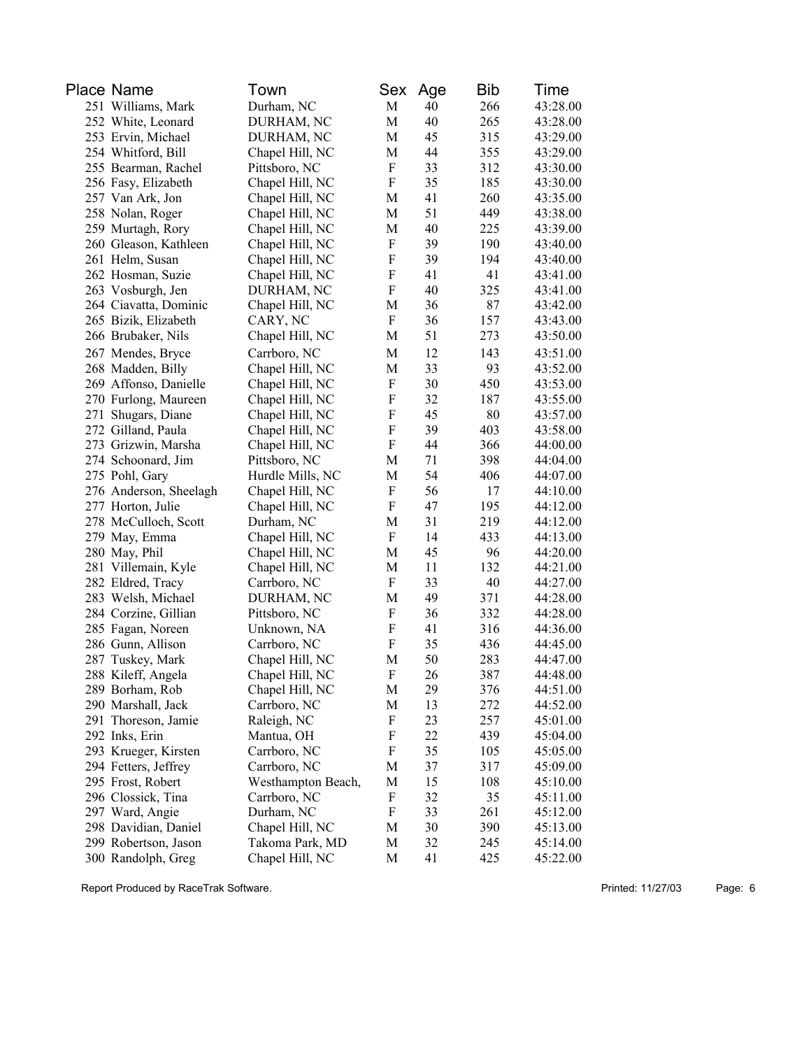| Place | Name | Town | Sex | Age | Bib | Time |
|---|---|---|---|---|---|---|
| 251 | Williams, Mark | Durham, NC | M | 40 | 266 | 43:28.00 |
| 252 | White, Leonard | DURHAM, NC | M | 40 | 265 | 43:28.00 |
| 253 | Ervin, Michael | DURHAM, NC | M | 45 | 315 | 43:29.00 |
| 254 | Whitford, Bill | Chapel Hill, NC | M | 44 | 355 | 43:29.00 |
| 255 | Bearman, Rachel | Pittsboro, NC | F | 33 | 312 | 43:30.00 |
| 256 | Fasy, Elizabeth | Chapel Hill, NC | F | 35 | 185 | 43:30.00 |
| 257 | Van Ark, Jon | Chapel Hill, NC | M | 41 | 260 | 43:35.00 |
| 258 | Nolan, Roger | Chapel Hill, NC | M | 51 | 449 | 43:38.00 |
| 259 | Murtagh, Rory | Chapel Hill, NC | M | 40 | 225 | 43:39.00 |
| 260 | Gleason, Kathleen | Chapel Hill, NC | F | 39 | 190 | 43:40.00 |
| 261 | Helm, Susan | Chapel Hill, NC | F | 39 | 194 | 43:40.00 |
| 262 | Hosman, Suzie | Chapel Hill, NC | F | 41 | 41 | 43:41.00 |
| 263 | Vosburgh, Jen | DURHAM, NC | F | 40 | 325 | 43:41.00 |
| 264 | Ciavatta, Dominic | Chapel Hill, NC | M | 36 | 87 | 43:42.00 |
| 265 | Bizik, Elizabeth | CARY, NC | F | 36 | 157 | 43:43.00 |
| 266 | Brubaker, Nils | Chapel Hill, NC | M | 51 | 273 | 43:50.00 |
| 267 | Mendes, Bryce | Carrboro, NC | M | 12 | 143 | 43:51.00 |
| 268 | Madden, Billy | Chapel Hill, NC | M | 33 | 93 | 43:52.00 |
| 269 | Affonso, Danielle | Chapel Hill, NC | F | 30 | 450 | 43:53.00 |
| 270 | Furlong, Maureen | Chapel Hill, NC | F | 32 | 187 | 43:55.00 |
| 271 | Shugars, Diane | Chapel Hill, NC | F | 45 | 80 | 43:57.00 |
| 272 | Gilland, Paula | Chapel Hill, NC | F | 39 | 403 | 43:58.00 |
| 273 | Grizwin, Marsha | Chapel Hill, NC | F | 44 | 366 | 44:00.00 |
| 274 | Schoonard, Jim | Pittsboro, NC | M | 71 | 398 | 44:04.00 |
| 275 | Pohl, Gary | Hurdle Mills, NC | M | 54 | 406 | 44:07.00 |
| 276 | Anderson, Sheelagh | Chapel Hill, NC | F | 56 | 17 | 44:10.00 |
| 277 | Horton, Julie | Chapel Hill, NC | F | 47 | 195 | 44:12.00 |
| 278 | McCulloch, Scott | Durham, NC | M | 31 | 219 | 44:12.00 |
| 279 | May, Emma | Chapel Hill, NC | F | 14 | 433 | 44:13.00 |
| 280 | May, Phil | Chapel Hill, NC | M | 45 | 96 | 44:20.00 |
| 281 | Villemain, Kyle | Chapel Hill, NC | M | 11 | 132 | 44:21.00 |
| 282 | Eldred, Tracy | Carrboro, NC | F | 33 | 40 | 44:27.00 |
| 283 | Welsh, Michael | DURHAM, NC | M | 49 | 371 | 44:28.00 |
| 284 | Corzine, Gillian | Pittsboro, NC | F | 36 | 332 | 44:28.00 |
| 285 | Fagan, Noreen | Unknown, NA | F | 41 | 316 | 44:36.00 |
| 286 | Gunn, Allison | Carrboro, NC | F | 35 | 436 | 44:45.00 |
| 287 | Tuskey, Mark | Chapel Hill, NC | M | 50 | 283 | 44:47.00 |
| 288 | Kileff, Angela | Chapel Hill, NC | F | 26 | 387 | 44:48.00 |
| 289 | Borham, Rob | Chapel Hill, NC | M | 29 | 376 | 44:51.00 |
| 290 | Marshall, Jack | Carrboro, NC | M | 13 | 272 | 44:52.00 |
| 291 | Thoreson, Jamie | Raleigh, NC | F | 23 | 257 | 45:01.00 |
| 292 | Inks, Erin | Mantua, OH | F | 22 | 439 | 45:04.00 |
| 293 | Krueger, Kirsten | Carrboro, NC | F | 35 | 105 | 45:05.00 |
| 294 | Fetters, Jeffrey | Carrboro, NC | M | 37 | 317 | 45:09.00 |
| 295 | Frost, Robert | Westhampton Beach, | M | 15 | 108 | 45:10.00 |
| 296 | Clossick, Tina | Carrboro, NC | F | 32 | 35 | 45:11.00 |
| 297 | Ward, Angie | Durham, NC | F | 33 | 261 | 45:12.00 |
| 298 | Davidian, Daniel | Chapel Hill, NC | M | 30 | 390 | 45:13.00 |
| 299 | Robertson, Jason | Takoma Park, MD | M | 32 | 245 | 45:14.00 |
| 300 | Randolph, Greg | Chapel Hill, NC | M | 41 | 425 | 45:22.00 |

Report Produced by RaceTrak Software. Printed: 11/27/03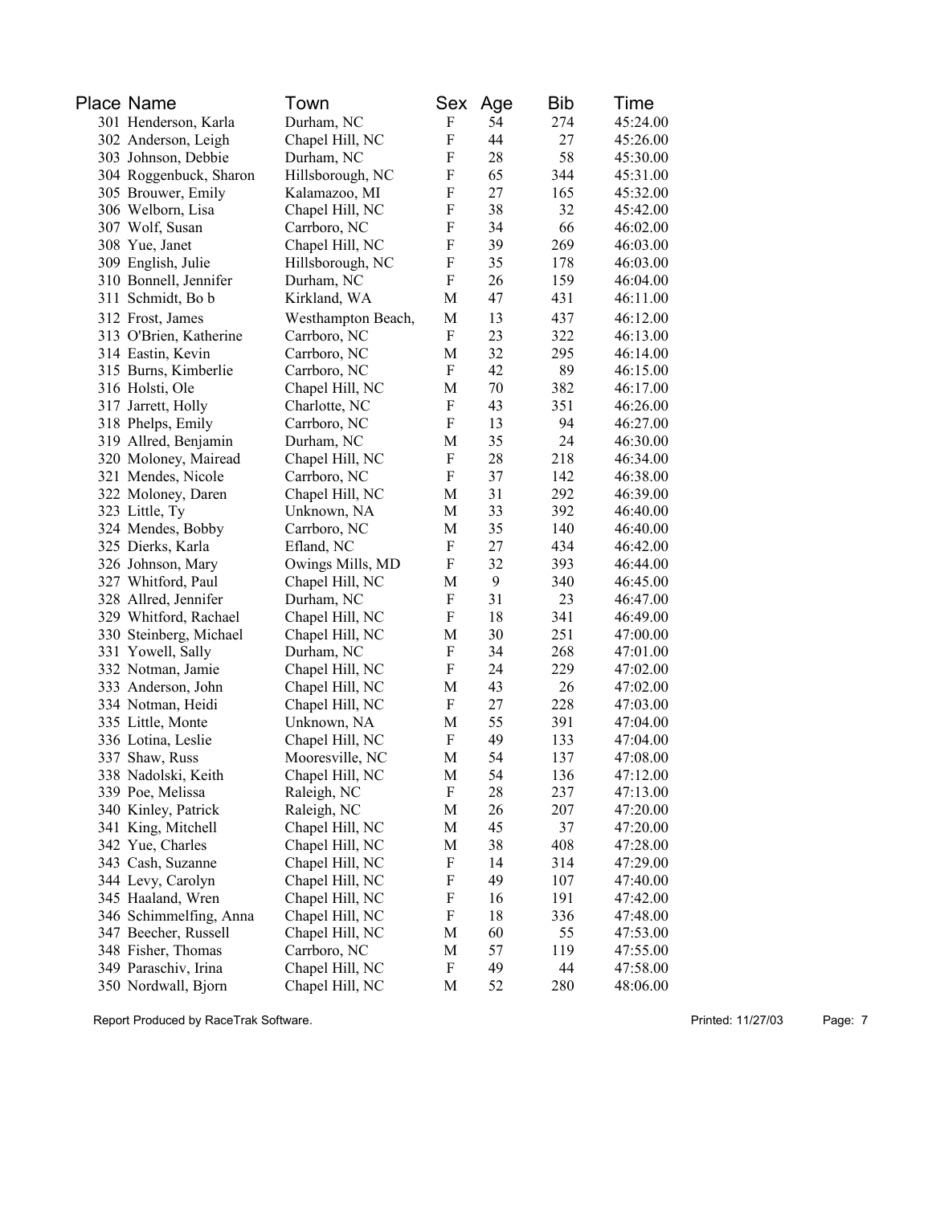| Place | Name | Town | Sex | Age | Bib | Time |
|---|---|---|---|---|---|---|
| 301 | Henderson, Karla | Durham, NC | F | 54 | 274 | 45:24.00 |
| 302 | Anderson, Leigh | Chapel Hill, NC | F | 44 | 27 | 45:26.00 |
| 303 | Johnson, Debbie | Durham, NC | F | 28 | 58 | 45:30.00 |
| 304 | Roggenbuck, Sharon | Hillsborough, NC | F | 65 | 344 | 45:31.00 |
| 305 | Brouwer, Emily | Kalamazoo, MI | F | 27 | 165 | 45:32.00 |
| 306 | Welborn, Lisa | Chapel Hill, NC | F | 38 | 32 | 45:42.00 |
| 307 | Wolf, Susan | Carrboro, NC | F | 34 | 66 | 46:02.00 |
| 308 | Yue, Janet | Chapel Hill, NC | F | 39 | 269 | 46:03.00 |
| 309 | English, Julie | Hillsborough, NC | F | 35 | 178 | 46:03.00 |
| 310 | Bonnell, Jennifer | Durham, NC | F | 26 | 159 | 46:04.00 |
| 311 | Schmidt, Bo b | Kirkland, WA | M | 47 | 431 | 46:11.00 |
| 312 | Frost, James | Westhampton Beach, | M | 13 | 437 | 46:12.00 |
| 313 | O'Brien, Katherine | Carrboro, NC | F | 23 | 322 | 46:13.00 |
| 314 | Eastin, Kevin | Carrboro, NC | M | 32 | 295 | 46:14.00 |
| 315 | Burns, Kimberlie | Carrboro, NC | F | 42 | 89 | 46:15.00 |
| 316 | Holsti, Ole | Chapel Hill, NC | M | 70 | 382 | 46:17.00 |
| 317 | Jarrett, Holly | Charlotte, NC | F | 43 | 351 | 46:26.00 |
| 318 | Phelps, Emily | Carrboro, NC | F | 13 | 94 | 46:27.00 |
| 319 | Allred, Benjamin | Durham, NC | M | 35 | 24 | 46:30.00 |
| 320 | Moloney, Mairead | Chapel Hill, NC | F | 28 | 218 | 46:34.00 |
| 321 | Mendes, Nicole | Carrboro, NC | F | 37 | 142 | 46:38.00 |
| 322 | Moloney, Daren | Chapel Hill, NC | M | 31 | 292 | 46:39.00 |
| 323 | Little, Ty | Unknown, NA | M | 33 | 392 | 46:40.00 |
| 324 | Mendes, Bobby | Carrboro, NC | M | 35 | 140 | 46:40.00 |
| 325 | Dierks, Karla | Efland, NC | F | 27 | 434 | 46:42.00 |
| 326 | Johnson, Mary | Owings Mills, MD | F | 32 | 393 | 46:44.00 |
| 327 | Whitford, Paul | Chapel Hill, NC | M | 9 | 340 | 46:45.00 |
| 328 | Allred, Jennifer | Durham, NC | F | 31 | 23 | 46:47.00 |
| 329 | Whitford, Rachael | Chapel Hill, NC | F | 18 | 341 | 46:49.00 |
| 330 | Steinberg, Michael | Chapel Hill, NC | M | 30 | 251 | 47:00.00 |
| 331 | Yowell, Sally | Durham, NC | F | 34 | 268 | 47:01.00 |
| 332 | Notman, Jamie | Chapel Hill, NC | F | 24 | 229 | 47:02.00 |
| 333 | Anderson, John | Chapel Hill, NC | M | 43 | 26 | 47:02.00 |
| 334 | Notman, Heidi | Chapel Hill, NC | F | 27 | 228 | 47:03.00 |
| 335 | Little, Monte | Unknown, NA | M | 55 | 391 | 47:04.00 |
| 336 | Lotina, Leslie | Chapel Hill, NC | F | 49 | 133 | 47:04.00 |
| 337 | Shaw, Russ | Mooresville, NC | M | 54 | 137 | 47:08.00 |
| 338 | Nadolski, Keith | Chapel Hill, NC | M | 54 | 136 | 47:12.00 |
| 339 | Poe, Melissa | Raleigh, NC | F | 28 | 237 | 47:13.00 |
| 340 | Kinley, Patrick | Raleigh, NC | M | 26 | 207 | 47:20.00 |
| 341 | King, Mitchell | Chapel Hill, NC | M | 45 | 37 | 47:20.00 |
| 342 | Yue, Charles | Chapel Hill, NC | M | 38 | 408 | 47:28.00 |
| 343 | Cash, Suzanne | Chapel Hill, NC | F | 14 | 314 | 47:29.00 |
| 344 | Levy, Carolyn | Chapel Hill, NC | F | 49 | 107 | 47:40.00 |
| 345 | Haaland, Wren | Chapel Hill, NC | F | 16 | 191 | 47:42.00 |
| 346 | Schimmelfing, Anna | Chapel Hill, NC | F | 18 | 336 | 47:48.00 |
| 347 | Beecher, Russell | Chapel Hill, NC | M | 60 | 55 | 47:53.00 |
| 348 | Fisher, Thomas | Carrboro, NC | M | 57 | 119 | 47:55.00 |
| 349 | Paraschiv, Irina | Chapel Hill, NC | F | 49 | 44 | 47:58.00 |
| 350 | Nordwall, Bjorn | Chapel Hill, NC | M | 52 | 280 | 48:06.00 |

Report Produced by RaceTrak Software. Printed: 11/27/03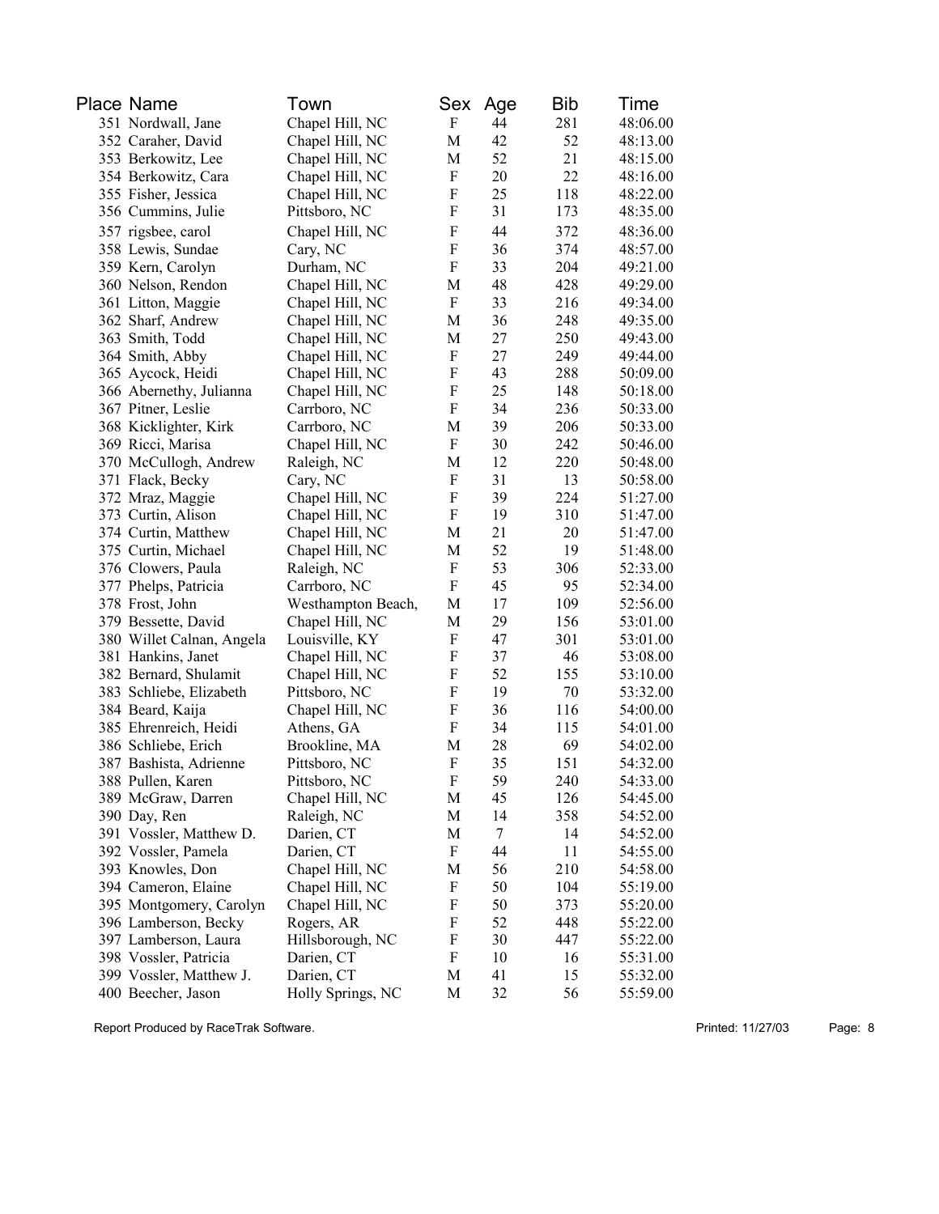| Place | Name | Town | Sex | Age | Bib | Time |
|---|---|---|---|---|---|---|
| 351 | Nordwall, Jane | Chapel Hill, NC | F | 44 | 281 | 48:06.00 |
| 352 | Caraher, David | Chapel Hill, NC | M | 42 | 52 | 48:13.00 |
| 353 | Berkowitz, Lee | Chapel Hill, NC | M | 52 | 21 | 48:15.00 |
| 354 | Berkowitz, Cara | Chapel Hill, NC | F | 20 | 22 | 48:16.00 |
| 355 | Fisher, Jessica | Chapel Hill, NC | F | 25 | 118 | 48:22.00 |
| 356 | Cummins, Julie | Pittsboro, NC | F | 31 | 173 | 48:35.00 |
| 357 | rigsbee, carol | Chapel Hill, NC | F | 44 | 372 | 48:36.00 |
| 358 | Lewis, Sundae | Cary, NC | F | 36 | 374 | 48:57.00 |
| 359 | Kern, Carolyn | Durham, NC | F | 33 | 204 | 49:21.00 |
| 360 | Nelson, Rendon | Chapel Hill, NC | M | 48 | 428 | 49:29.00 |
| 361 | Litton, Maggie | Chapel Hill, NC | F | 33 | 216 | 49:34.00 |
| 362 | Sharf, Andrew | Chapel Hill, NC | M | 36 | 248 | 49:35.00 |
| 363 | Smith, Todd | Chapel Hill, NC | M | 27 | 250 | 49:43.00 |
| 364 | Smith, Abby | Chapel Hill, NC | F | 27 | 249 | 49:44.00 |
| 365 | Aycock, Heidi | Chapel Hill, NC | F | 43 | 288 | 50:09.00 |
| 366 | Abernethy, Julianna | Chapel Hill, NC | F | 25 | 148 | 50:18.00 |
| 367 | Pitner, Leslie | Carrboro, NC | F | 34 | 236 | 50:33.00 |
| 368 | Kicklighter, Kirk | Carrboro, NC | M | 39 | 206 | 50:33.00 |
| 369 | Ricci, Marisa | Chapel Hill, NC | F | 30 | 242 | 50:46.00 |
| 370 | McCullogh, Andrew | Raleigh, NC | M | 12 | 220 | 50:48.00 |
| 371 | Flack, Becky | Cary, NC | F | 31 | 13 | 50:58.00 |
| 372 | Mraz, Maggie | Chapel Hill, NC | F | 39 | 224 | 51:27.00 |
| 373 | Curtin, Alison | Chapel Hill, NC | F | 19 | 310 | 51:47.00 |
| 374 | Curtin, Matthew | Chapel Hill, NC | M | 21 | 20 | 51:47.00 |
| 375 | Curtin, Michael | Chapel Hill, NC | M | 52 | 19 | 51:48.00 |
| 376 | Clowers, Paula | Raleigh, NC | F | 53 | 306 | 52:33.00 |
| 377 | Phelps, Patricia | Carrboro, NC | F | 45 | 95 | 52:34.00 |
| 378 | Frost, John | Westhampton Beach, | M | 17 | 109 | 52:56.00 |
| 379 | Bessette, David | Chapel Hill, NC | M | 29 | 156 | 53:01.00 |
| 380 | Willet Calnan, Angela | Louisville, KY | F | 47 | 301 | 53:01.00 |
| 381 | Hankins, Janet | Chapel Hill, NC | F | 37 | 46 | 53:08.00 |
| 382 | Bernard, Shulamit | Chapel Hill, NC | F | 52 | 155 | 53:10.00 |
| 383 | Schliebe, Elizabeth | Pittsboro, NC | F | 19 | 70 | 53:32.00 |
| 384 | Beard, Kaija | Chapel Hill, NC | F | 36 | 116 | 54:00.00 |
| 385 | Ehrenreich, Heidi | Athens, GA | F | 34 | 115 | 54:01.00 |
| 386 | Schliebe, Erich | Brookline, MA | M | 28 | 69 | 54:02.00 |
| 387 | Bashista, Adrienne | Pittsboro, NC | F | 35 | 151 | 54:32.00 |
| 388 | Pullen, Karen | Pittsboro, NC | F | 59 | 240 | 54:33.00 |
| 389 | McGraw, Darren | Chapel Hill, NC | M | 45 | 126 | 54:45.00 |
| 390 | Day, Ren | Raleigh, NC | M | 14 | 358 | 54:52.00 |
| 391 | Vossler, Matthew D. | Darien, CT | M | 7 | 14 | 54:52.00 |
| 392 | Vossler, Pamela | Darien, CT | F | 44 | 11 | 54:55.00 |
| 393 | Knowles, Don | Chapel Hill, NC | M | 56 | 210 | 54:58.00 |
| 394 | Cameron, Elaine | Chapel Hill, NC | F | 50 | 104 | 55:19.00 |
| 395 | Montgomery, Carolyn | Chapel Hill, NC | F | 50 | 373 | 55:20.00 |
| 396 | Lamberson, Becky | Rogers, AR | F | 52 | 448 | 55:22.00 |
| 397 | Lamberson, Laura | Hillsborough, NC | F | 30 | 447 | 55:22.00 |
| 398 | Vossler, Patricia | Darien, CT | F | 10 | 16 | 55:31.00 |
| 399 | Vossler, Matthew J. | Darien, CT | M | 41 | 15 | 55:32.00 |
| 400 | Beecher, Jason | Holly Springs, NC | M | 32 | 56 | 55:59.00 |

Report Produced by RaceTrak Software. Printed: 11/27/03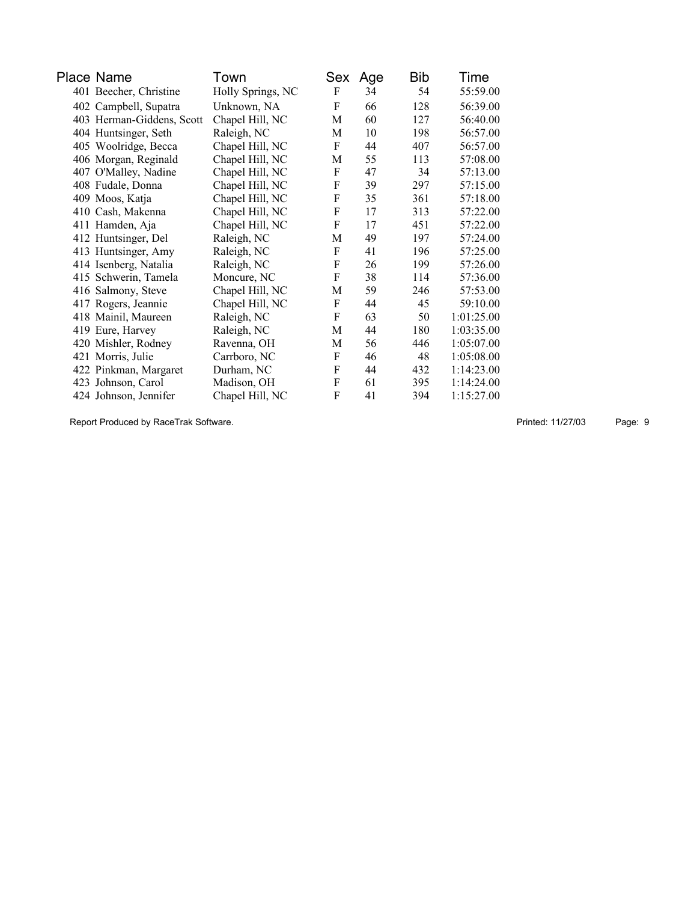| Place | Name | Town | Sex | Age | Bib | Time |
|---|---|---|---|---|---|---|
| 401 | Beecher, Christine | Holly Springs, NC | F | 34 | 54 | 55:59.00 |
| 402 | Campbell, Supatra | Unknown, NA | F | 66 | 128 | 56:39.00 |
| 403 | Herman-Giddens, Scott | Chapel Hill, NC | M | 60 | 127 | 56:40.00 |
| 404 | Huntsinger, Seth | Raleigh, NC | M | 10 | 198 | 56:57.00 |
| 405 | Woolridge, Becca | Chapel Hill, NC | F | 44 | 407 | 56:57.00 |
| 406 | Morgan, Reginald | Chapel Hill, NC | M | 55 | 113 | 57:08.00 |
| 407 | O'Malley, Nadine | Chapel Hill, NC | F | 47 | 34 | 57:13.00 |
| 408 | Fudale, Donna | Chapel Hill, NC | F | 39 | 297 | 57:15.00 |
| 409 | Moos, Katja | Chapel Hill, NC | F | 35 | 361 | 57:18.00 |
| 410 | Cash, Makenna | Chapel Hill, NC | F | 17 | 313 | 57:22.00 |
| 411 | Hamden, Aja | Chapel Hill, NC | F | 17 | 451 | 57:22.00 |
| 412 | Huntsinger, Del | Raleigh, NC | M | 49 | 197 | 57:24.00 |
| 413 | Huntsinger, Amy | Raleigh, NC | F | 41 | 196 | 57:25.00 |
| 414 | Isenberg, Natalia | Raleigh, NC | F | 26 | 199 | 57:26.00 |
| 415 | Schwerin, Tamela | Moncure, NC | F | 38 | 114 | 57:36.00 |
| 416 | Salmony, Steve | Chapel Hill, NC | M | 59 | 246 | 57:53.00 |
| 417 | Rogers, Jeannie | Chapel Hill, NC | F | 44 | 45 | 59:10.00 |
| 418 | Mainil, Maureen | Raleigh, NC | F | 63 | 50 | 1:01:25.00 |
| 419 | Eure, Harvey | Raleigh, NC | M | 44 | 180 | 1:03:35.00 |
| 420 | Mishler, Rodney | Ravenna, OH | M | 56 | 446 | 1:05:07.00 |
| 421 | Morris, Julie | Carrboro, NC | F | 46 | 48 | 1:05:08.00 |
| 422 | Pinkman, Margaret | Durham, NC | F | 44 | 432 | 1:14:23.00 |
| 423 | Johnson, Carol | Madison, OH | F | 61 | 395 | 1:14:24.00 |
| 424 | Johnson, Jennifer | Chapel Hill, NC | F | 41 | 394 | 1:15:27.00 |

Report Produced by RaceTrak Software. Printed: 11/27/03